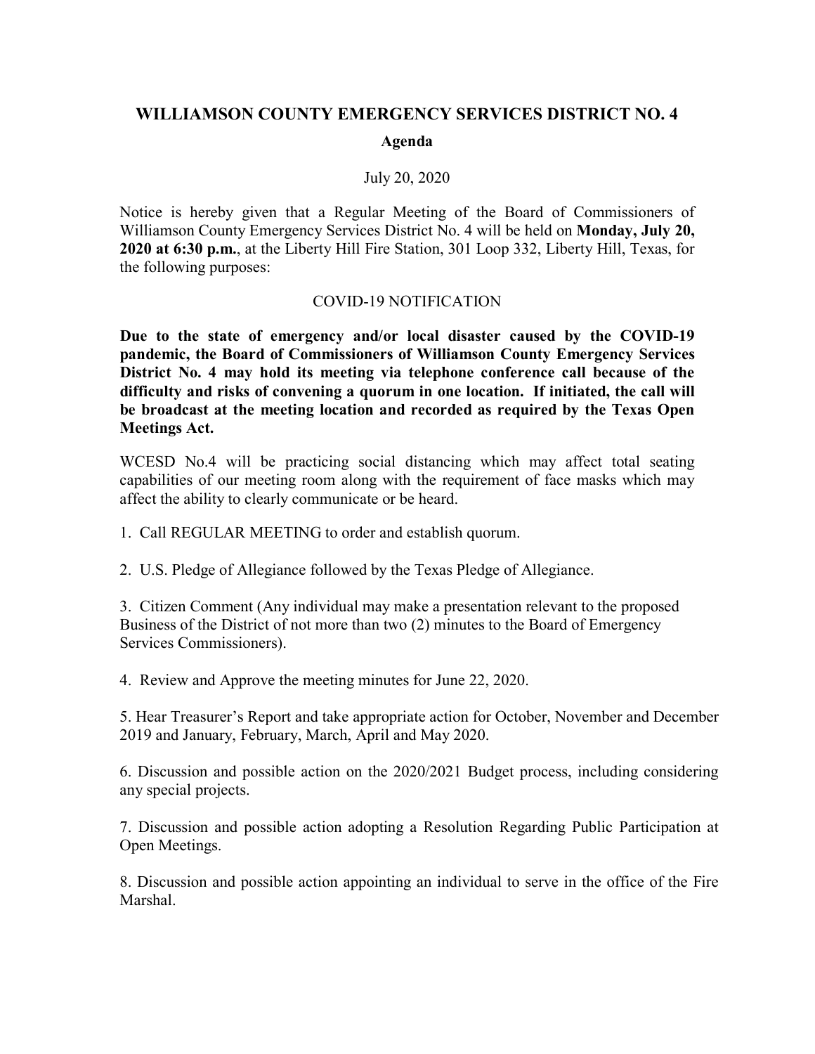# WILLIAMSON COUNTY EMERGENCY SERVICES DISTRICT NO. 4

## Agenda

July 20, 2020

Notice is hereby given that a Regular Meeting of the Board of Commissioners of Williamson County Emergency Services District No. 4 will be held on **Monday, July 20, 2020 at 6:30 p.m.**, at the Liberty Hill Fire Station, 301 Loop 332, Liberty Hill, Texas, for the following purposes:

COVID-19 NOTIFICATION

**Due to the state of emergency and/or local disaster caused by the COVID-19 pandemic, the Board of Commissioners of Williamson County Emergency Services District No. 4 may hold its meeting via telephone conference call because of the difficulty and risks of convening a quorum in one location. If initiated, the call will be broadcast at the meeting location and recorded as required by the Texas Open Meetings Act.**

WCESD No.4 will be practicing social distancing which may affect total seating capabilities of our meeting room along with the requirement of face masks which may affect the ability to clearly communicate or be heard.

1. Call REGULAR MEETING to order and establish quorum.

2. U.S. Pledge of Allegiance followed by the Texas Pledge of Allegiance.

3. Citizen Comment (Any individual may make a presentation relevant to the proposed Business of the District of not more than two (2) minutes to the Board of Emergency Services Commissioners).

4. Review and Approve the meeting minutes for June 22, 2020.

5. Hear Treasurer's Report and take appropriate action for October, November and December 2019 and January, February, March, April and May 2020.

6. Discussion and possible action on the 2020/2021 Budget process, including considering any special projects.

7. Discussion and possible action adopting a Resolution Regarding Public Participation at Open Meetings.

8. Discussion and possible action appointing an individual to serve in the office of the Fire Marshal.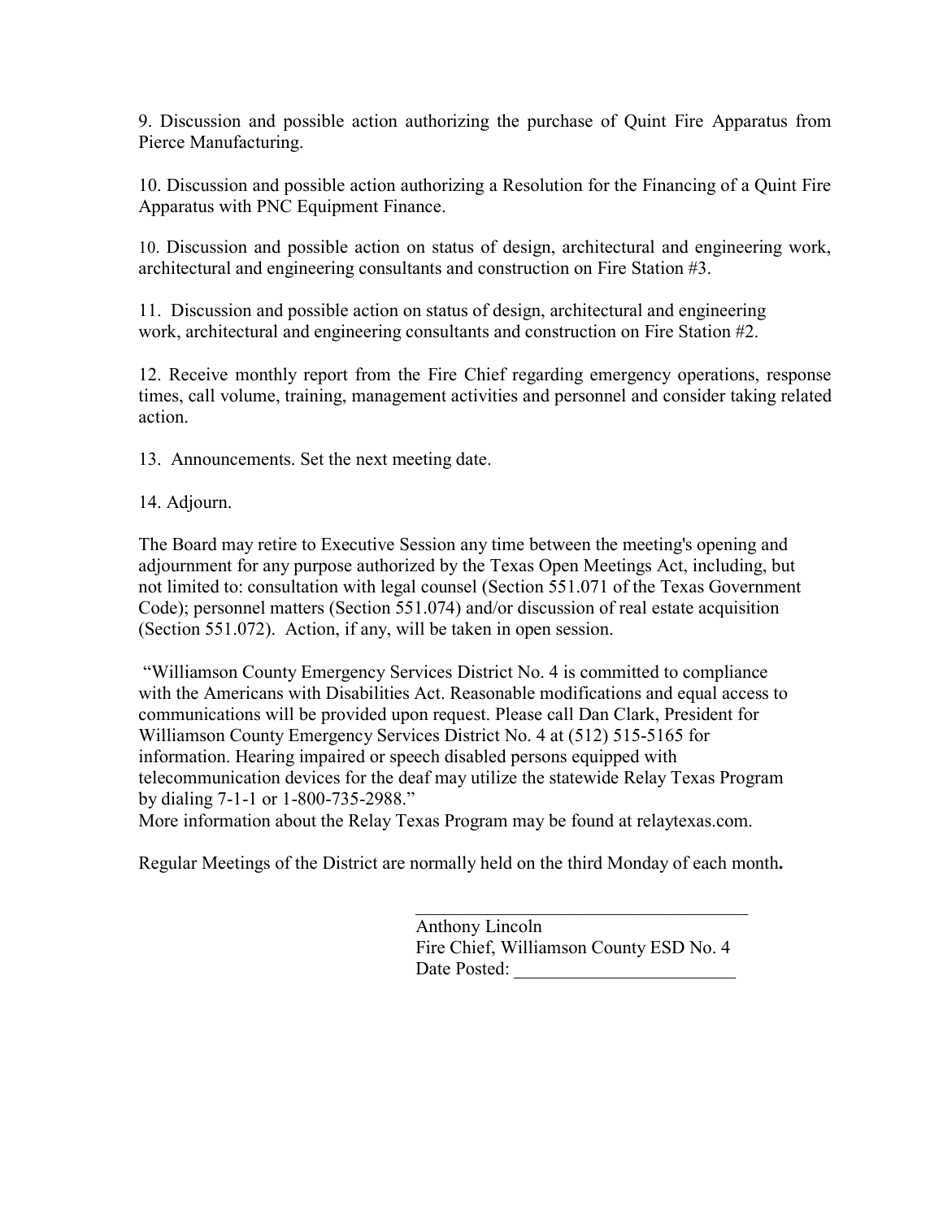9. Discussion and possible action authorizing the purchase of Quint Fire Apparatus from Pierce Manufacturing.

10. Discussion and possible action authorizing a Resolution for the Financing of a Quint Fire Apparatus with PNC Equipment Finance.

10. Discussion and possible action on status of design, architectural and engineering work, architectural and engineering consultants and construction on Fire Station #3.

11. Discussion and possible action on status of design, architectural and engineering work, architectural and engineering consultants and construction on Fire Station #2.

12. Receive monthly report from the Fire Chief regarding emergency operations, response times, call volume, training, management activities and personnel and consider taking related action.

13. Announcements. Set the next meeting date.

14. Adjourn.

The Board may retire to Executive Session any time between the meeting's opening and adjournment for any purpose authorized by the Texas Open Meetings Act, including, but not limited to: consultation with legal counsel (Section 551.071 of the Texas Government Code); personnel matters (Section 551.074) and/or discussion of real estate acquisition (Section 551.072). Action, if any, will be taken in open session.

"Williamson County Emergency Services District No. 4 is committed to compliance with the Americans with Disabilities Act. Reasonable modifications and equal access to communications will be provided upon request. Please call Dan Clark, President for Williamson County Emergency Services District No. 4 at (512) 515-5165 for information. Hearing impaired or speech disabled persons equipped with telecommunication devices for the deaf may utilize the statewide Relay Texas Program by dialing 7-1-1 or 1-800-735-2988."
More information about the Relay Texas Program may be found at relaytexas.com.

Regular Meetings of the District are normally held on the third Monday of each month**.**

\_\_\_\_\_\_\_\_\_\_\_\_\_\_\_\_\_\_\_\_\_\_\_\_\_\_\_\_\_\_\_\_\_\_\_\_\_
Anthony Lincoln
Fire Chief, Williamson County ESD No. 4
Date Posted: \_\_\_\_\_\_\_\_\_\_\_\_\_\_\_\_\_\_\_\_\_\_\_\_\_